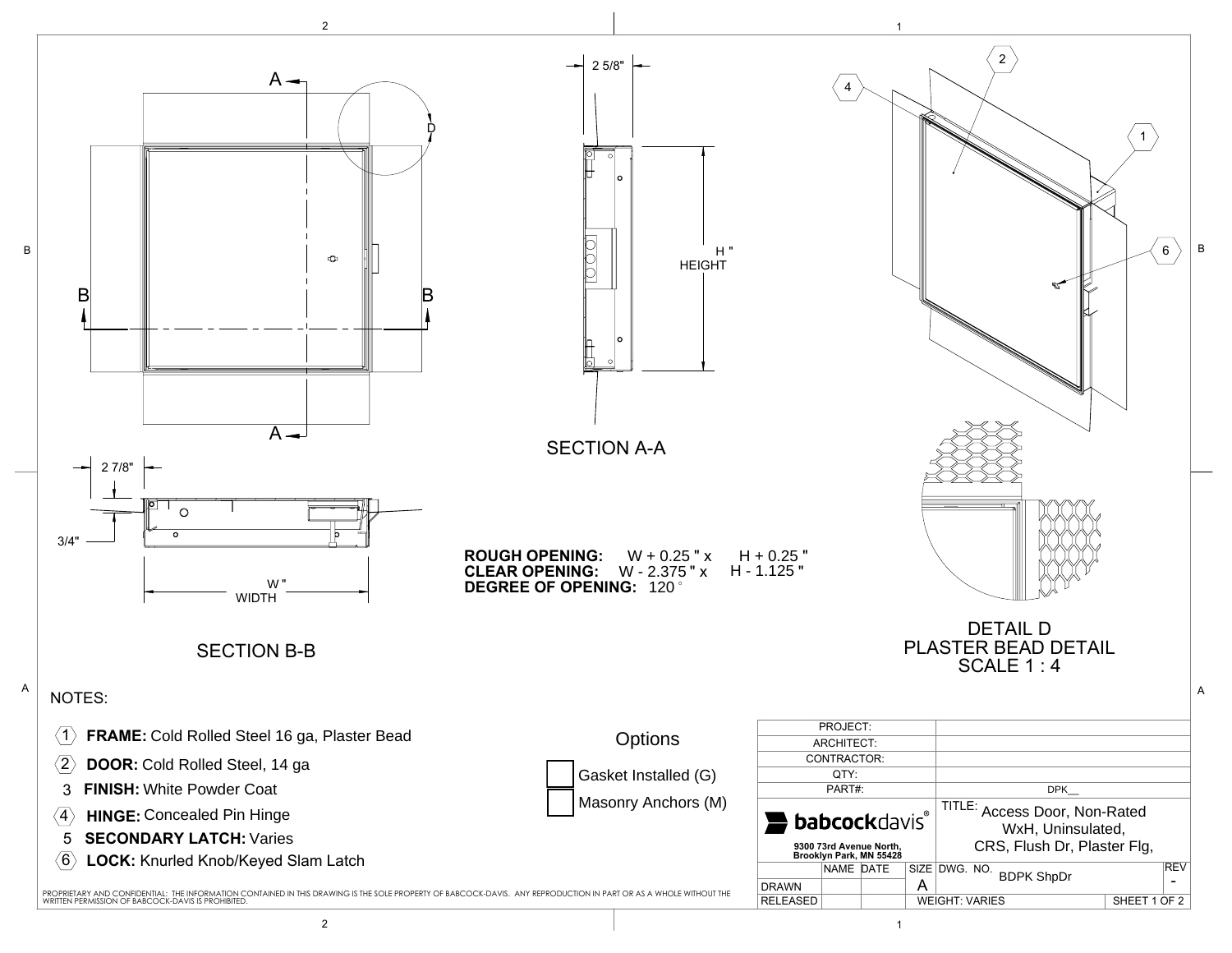SECTION A-A

SECTION B-B

**ROUGH OPENING:** W + 0.25 " x H + 0.25 "
**CLEAR OPENING:** W - 2.375 " x H - 1.125 "
**DEGREE OF OPENING:** 120 °

DETAIL D
PLASTER BEAD DETAIL
SCALE 1 : 4

NOTES:

1. **FRAME:** Cold Rolled Steel 16 ga, Plaster Bead
2. **DOOR:** Cold Rolled Steel, 14 ga
3. **FINISH:** White Powder Coat
4. **HINGE:** Concealed Pin Hinge
5. **SECONDARY LATCH:** Varies
6. **LOCK:** Knurled Knob/Keyed Slam Latch

Options

- [ ] Gasket Installed (G)
- [ ] Masonry Anchors (M)

| | |
|---|---|
| PROJECT: | |
| ARCHITECT: | |
| CONTRACTOR: | |
| QTY: | |
| PART#: | DPK__ |

babcockdavis®
9300 73rd Avenue North,
Brooklyn Park, MN 55428

TITLE: Access Door, Non-Rated WxH, Uninsulated, CRS, Flush Dr, Plaster Flg,

| | NAME | DATE | SIZE | DWG. NO. | REV |
|---|---|---|---|---|---|
| DRAWN | | | A | BDPK ShpDr | - |
| RELEASED | | | WEIGHT: VARIES | | SHEET 1 OF 2 |

PROPRIETARY AND CONFIDENTIAL: THE INFORMATION CONTAINED IN THIS DRAWING IS THE SOLE PROPERTY OF BABCOCK-DAVIS. ANY REPRODUCTION IN PART OR AS A WHOLE WITHOUT THE WRITTEN PERMISSION OF BABCOCK-DAVIS IS PROHIBITED.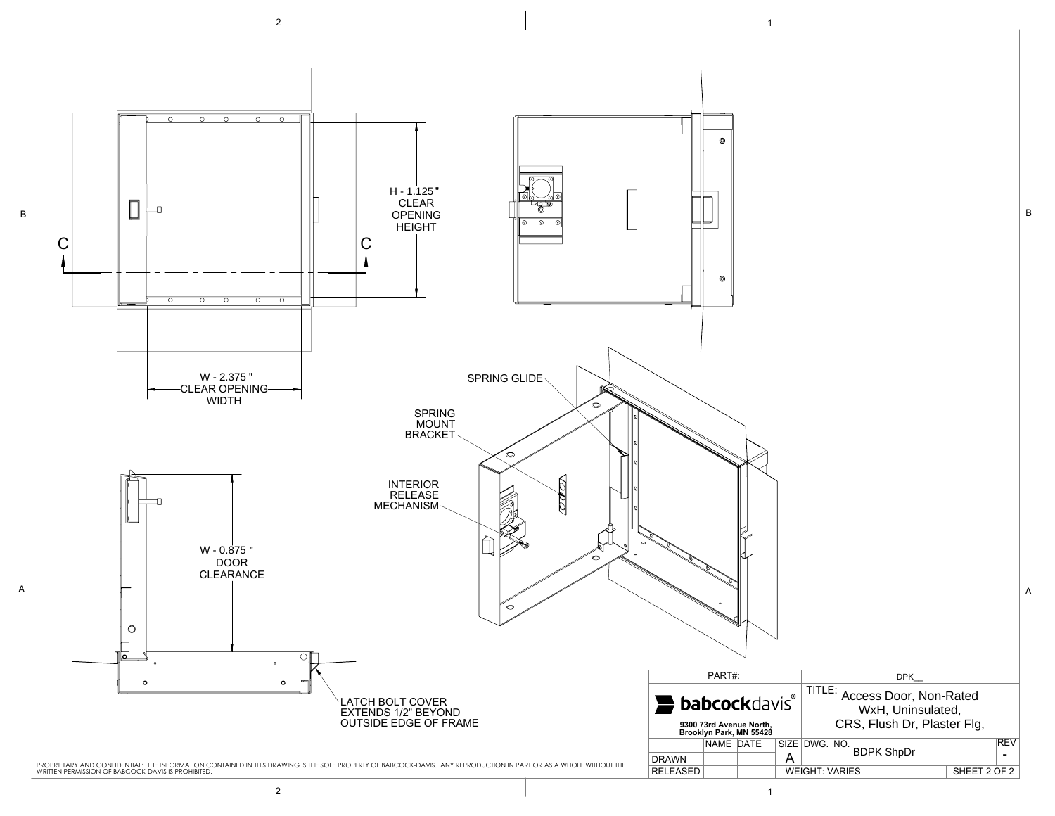H - 1.125 "
CLEAR
OPENING
HEIGHT

C

C

W - 2.375 "
CLEAR OPENING
WIDTH

SPRING GLIDE

SPRING
MOUNT
BRACKET

INTERIOR
RELEASE
MECHANISM

W - 0.875 "
DOOR
CLEARANCE

LATCH BOLT COVER
EXTENDS 1/2" BEYOND
OUTSIDE EDGE OF FRAME

PROPRIETARY AND CONFIDENTIAL: THE INFORMATION CONTAINED IN THIS DRAWING IS THE SOLE PROPERTY OF BABCOCK-DAVIS. ANY REPRODUCTION IN PART OR AS A WHOLE WITHOUT THE WRITTEN PERMISSION OF BABCOCK-DAVIS IS PROHIBITED.

| | | | | | |
|---|---|---|---|---|---|
| PART#: | | | DPK__ | | |
| **babcock**davis® 9300 73rd Avenue North, Brooklyn Park, MN 55428 | | | TITLE: Access Door, Non-Rated WxH, Uninsulated, CRS, Flush Dr, Plaster Flg, | | |
| | NAME | DATE | SIZE | DWG. NO. BDPK ShpDr | REV |
| DRAWN | | | A | | - |
| RELEASED | | | WEIGHT: VARIES | | SHEET 2 OF 2 |